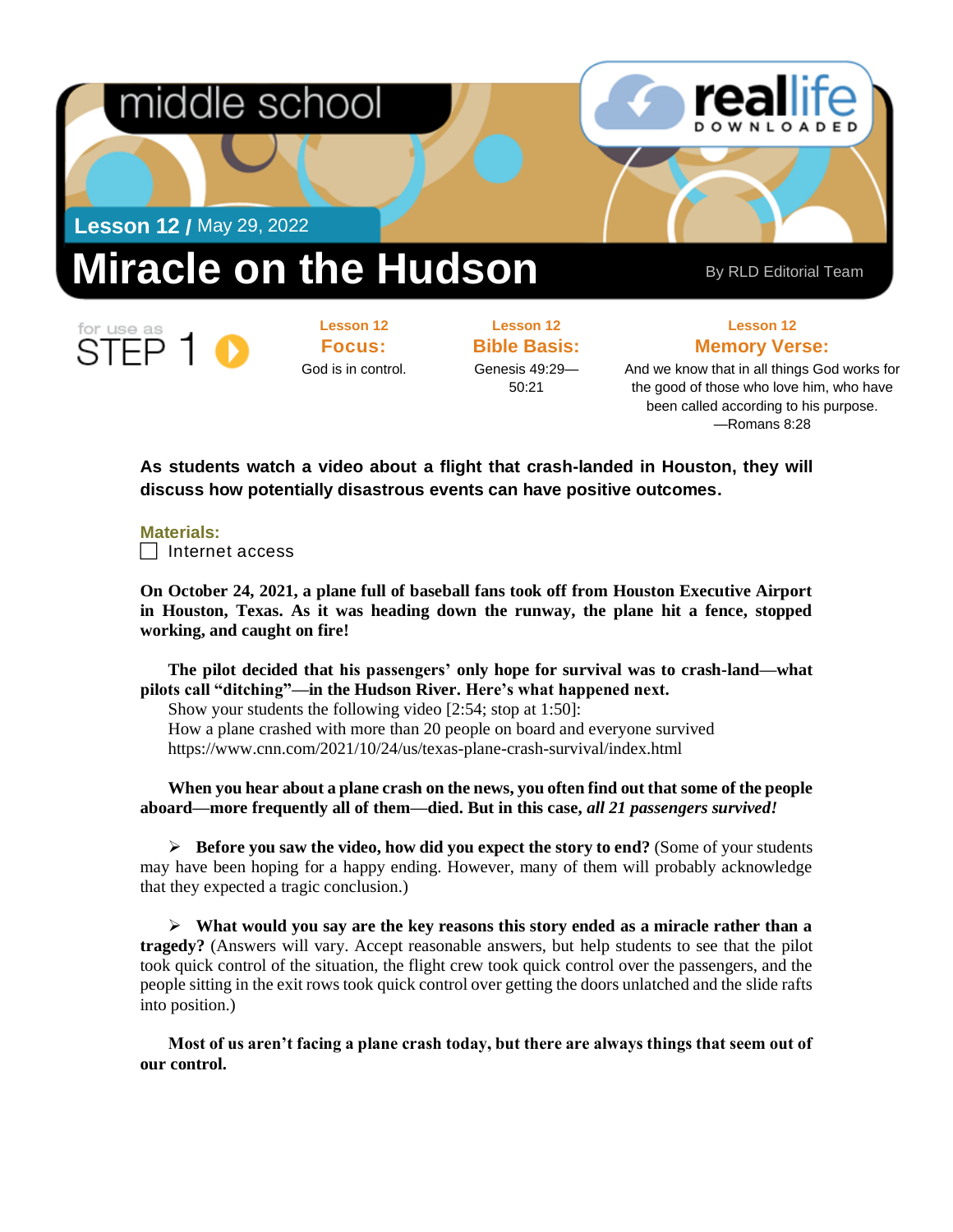middle school

reallife DOWNLOADED

**Lesson 12 /** May 29, 2022

# Miracle on the Hudson

By RLD Editorial Team

for use as STEP 1

**Lesson 12**
**Focus:**
God is in control.

**Lesson 12**
**Bible Basis:**
Genesis 49:29—50:21

**Lesson 12**
**Memory Verse:**
And we know that in all things God works for the good of those who love him, who have been called according to his purpose.
—Romans 8:28

**As students watch a video about a flight that crash-landed in Houston, they will discuss how potentially disastrous events can have positive outcomes.**

**Materials:**

- [ ] Internet access

**On October 24, 2021, a plane full of baseball fans took off from Houston Executive Airport in Houston, Texas. As it was heading down the runway, the plane hit a fence, stopped working, and caught on fire!**

**The pilot decided that his passengers' only hope for survival was to crash-land—what pilots call "ditching"—in the Hudson River. Here's what happened next.**

Show your students the following video [2:54; stop at 1:50]:
How a plane crashed with more than 20 people on board and everyone survived
https://www.cnn.com/2021/10/24/us/texas-plane-crash-survival/index.html

**When you hear about a plane crash on the news, you often find out that some of the people aboard—more frequently all of them—died. But in this case, *all 21 passengers survived!***

- **Before you saw the video, how did you expect the story to end?** (Some of your students may have been hoping for a happy ending. However, many of them will probably acknowledge that they expected a tragic conclusion.)

- **What would you say are the key reasons this story ended as a miracle rather than a tragedy?** (Answers will vary. Accept reasonable answers, but help students to see that the pilot took quick control of the situation, the flight crew took quick control over the passengers, and the people sitting in the exit rows took quick control over getting the doors unlatched and the slide rafts into position.)

**Most of us aren't facing a plane crash today, but there are always things that seem out of our control.**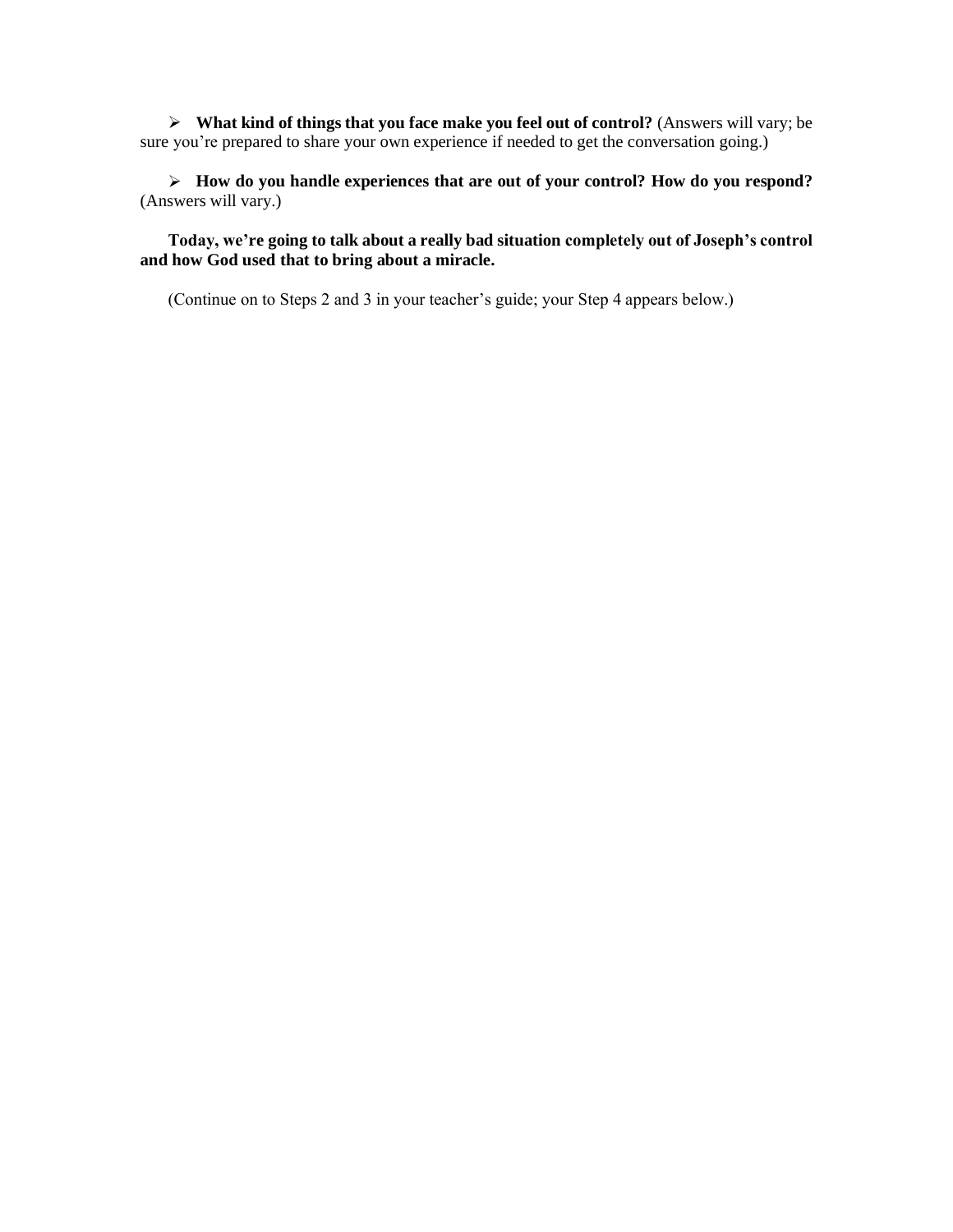- **What kind of things that you face make you feel out of control?** (Answers will vary; be sure you're prepared to share your own experience if needed to get the conversation going.)

- **How do you handle experiences that are out of your control? How do you respond?** (Answers will vary.)

**Today, we're going to talk about a really bad situation completely out of Joseph's control and how God used that to bring about a miracle.**

(Continue on to Steps 2 and 3 in your teacher's guide; your Step 4 appears below.)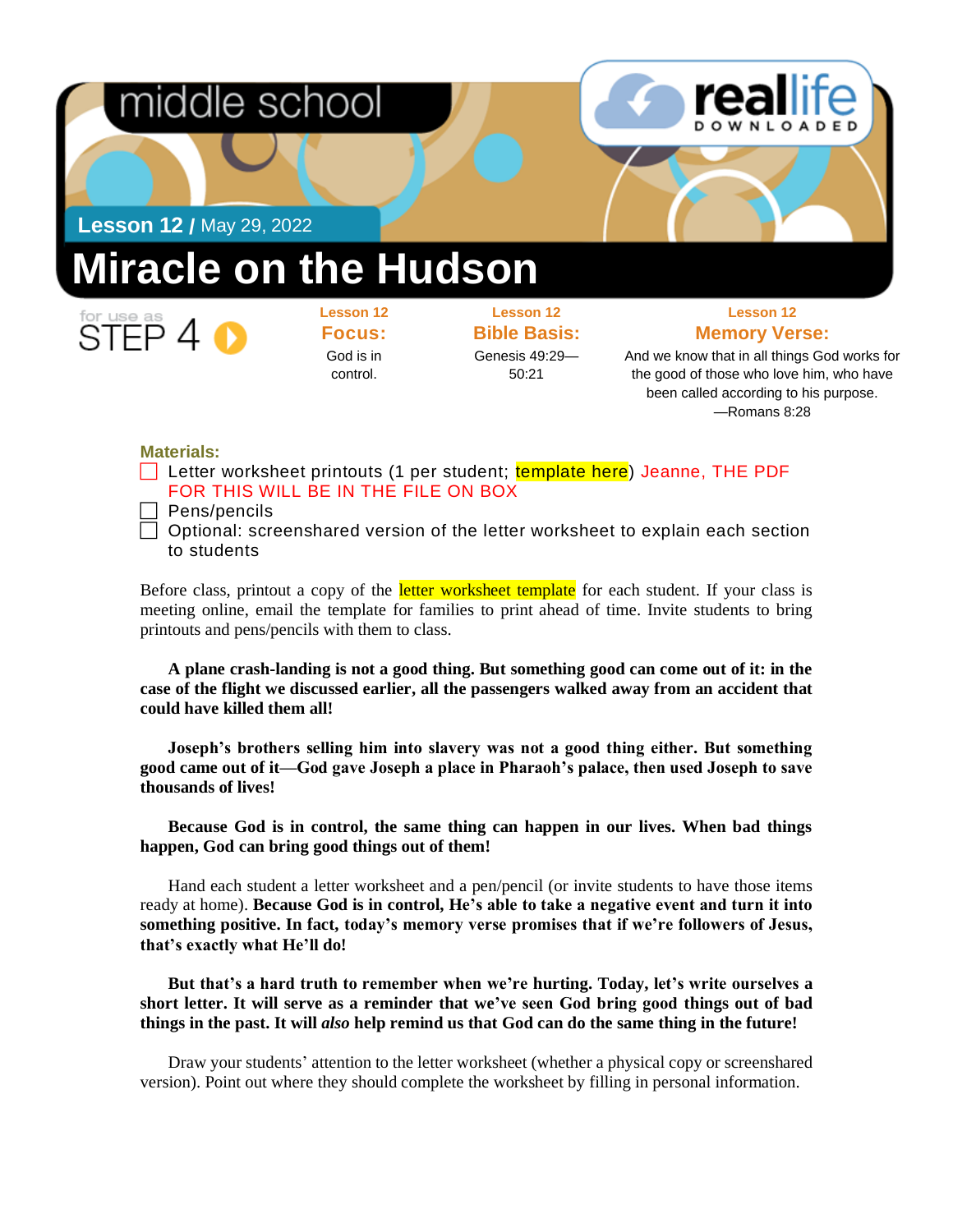middle school

reallife DOWNLOADED

**Lesson 12 /** May 29, 2022

# Miracle on the Hudson

for use as STEP 4

| Lesson 12 **Focus:** | Lesson 12 **Bible Basis:** | Lesson 12 **Memory Verse:** |
| --- | --- | --- |
| God is in control. | Genesis 49:29—50:21 | And we know that in all things God works for the good of those who love him, who have been called according to his purpose. —Romans 8:28 |

**Materials:**

- [ ] Letter worksheet printouts (1 per student; template here) Jeanne, THE PDF FOR THIS WILL BE IN THE FILE ON BOX
- [ ] Pens/pencils
- [ ] Optional: screenshared version of the letter worksheet to explain each section to students

Before class, printout a copy of the letter worksheet template for each student. If your class is meeting online, email the template for families to print ahead of time. Invite students to bring printouts and pens/pencils with them to class.

**A plane crash-landing is not a good thing. But something good can come out of it: in the case of the flight we discussed earlier, all the passengers walked away from an accident that could have killed them all!**

**Joseph's brothers selling him into slavery was not a good thing either. But something good came out of it—God gave Joseph a place in Pharaoh's palace, then used Joseph to save thousands of lives!**

**Because God is in control, the same thing can happen in our lives. When bad things happen, God can bring good things out of them!**

Hand each student a letter worksheet and a pen/pencil (or invite students to have those items ready at home). **Because God is in control, He's able to take a negative event and turn it into something positive. In fact, today's memory verse promises that if we're followers of Jesus, that's exactly what He'll do!**

**But that's a hard truth to remember when we're hurting. Today, let's write ourselves a short letter. It will serve as a reminder that we've seen God bring good things out of bad things in the past. It will *also* help remind us that God can do the same thing in the future!**

Draw your students' attention to the letter worksheet (whether a physical copy or screenshared version). Point out where they should complete the worksheet by filling in personal information.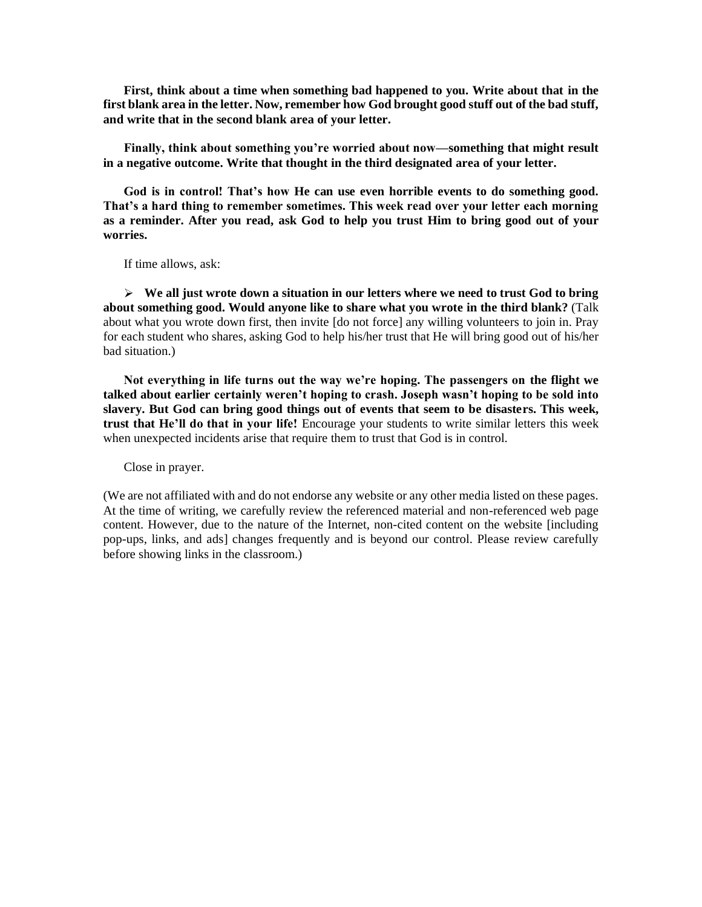**First, think about a time when something bad happened to you. Write about that in the first blank area in the letter. Now, remember how God brought good stuff out of the bad stuff, and write that in the second blank area of your letter.**

**Finally, think about something you're worried about now—something that might result in a negative outcome. Write that thought in the third designated area of your letter.**

**God is in control! That's how He can use even horrible events to do something good. That's a hard thing to remember sometimes. This week read over your letter each morning as a reminder. After you read, ask God to help you trust Him to bring good out of your worries.**

If time allows, ask:

- **We all just wrote down a situation in our letters where we need to trust God to bring about something good. Would anyone like to share what you wrote in the third blank?** (Talk about what you wrote down first, then invite [do not force] any willing volunteers to join in. Pray for each student who shares, asking God to help his/her trust that He will bring good out of his/her bad situation.)

**Not everything in life turns out the way we're hoping. The passengers on the flight we talked about earlier certainly weren't hoping to crash. Joseph wasn't hoping to be sold into slavery. But God can bring good things out of events that seem to be disasters. This week, trust that He'll do that in your life!** Encourage your students to write similar letters this week when unexpected incidents arise that require them to trust that God is in control.

Close in prayer.

(We are not affiliated with and do not endorse any website or any other media listed on these pages. At the time of writing, we carefully review the referenced material and non-referenced web page content. However, due to the nature of the Internet, non-cited content on the website [including pop-ups, links, and ads] changes frequently and is beyond our control. Please review carefully before showing links in the classroom.)